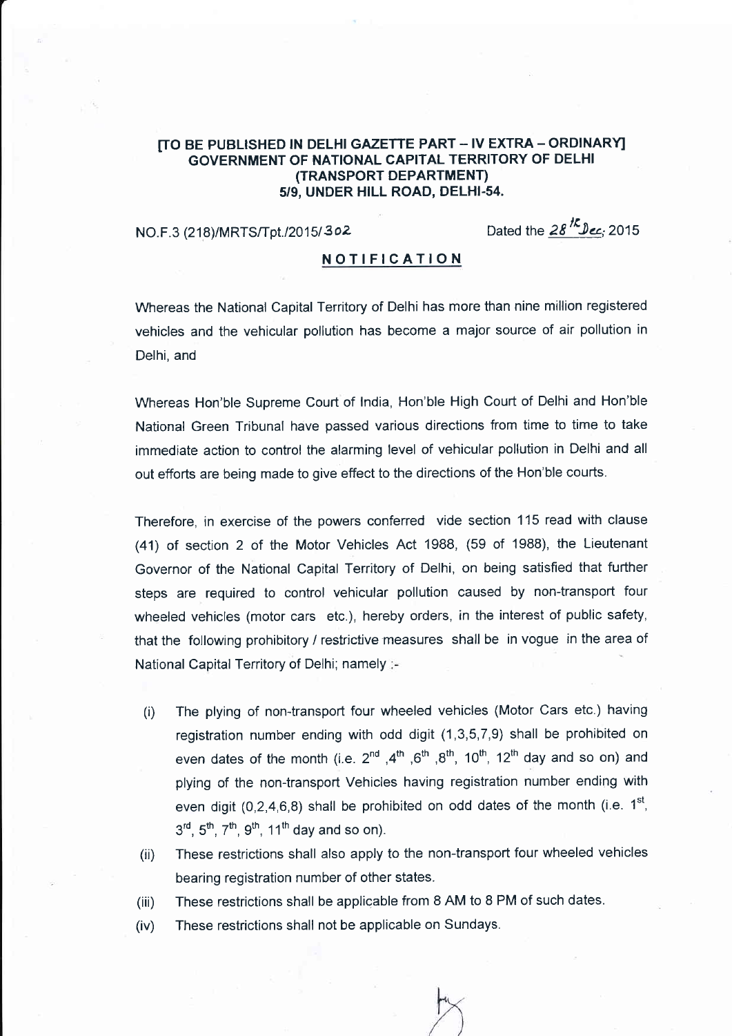**[TO BE PUBLISHED IN DELHI GAZETTE PART – IV EXTRA – ORDINARY]**
**GOVERNMENT OF NATIONAL CAPITAL TERRITORY OF DELHI**
**(TRANSPORT DEPARTMENT)**
**5/9, UNDER HILL ROAD, DELHI-54.**

NO.F.3 (218)/MRTS/Tpt./2015/302 Dated the 28[th] Dec, 2015

## NOTIFICATION

Whereas the National Capital Territory of Delhi has more than nine million registered vehicles and the vehicular pollution has become a major source of air pollution in Delhi, and

Whereas Hon'ble Supreme Court of India, Hon'ble High Court of Delhi and Hon'ble National Green Tribunal have passed various directions from time to time to take immediate action to control the alarming level of vehicular pollution in Delhi and all out efforts are being made to give effect to the directions of the Hon'ble courts.

Therefore, in exercise of the powers conferred vide section 115 read with clause (41) of section 2 of the Motor Vehicles Act 1988, (59 of 1988), the Lieutenant Governor of the National Capital Territory of Delhi, on being satisfied that further steps are required to control vehicular pollution caused by non-transport four wheeled vehicles (motor cars etc.), hereby orders, in the interest of public safety, that the following prohibitory / restrictive measures shall be in vogue in the area of National Capital Territory of Delhi; namely :-

(i) The plying of non-transport four wheeled vehicles (Motor Cars etc.) having registration number ending with odd digit (1,3,5,7,9) shall be prohibited on even dates of the month (i.e. 2[nd], 4[th], 6[th], 8[th], 10[th], 12[th] day and so on) and plying of the non-transport Vehicles having registration number ending with even digit (0,2,4,6,8) shall be prohibited on odd dates of the month (i.e. 1[st], 3[rd], 5[th], 7[th], 9[th], 11[th] day and so on).

(ii) These restrictions shall also apply to the non-transport four wheeled vehicles bearing registration number of other states.

(iii) These restrictions shall be applicable from 8 AM to 8 PM of such dates.

(iv) These restrictions shall not be applicable on Sundays.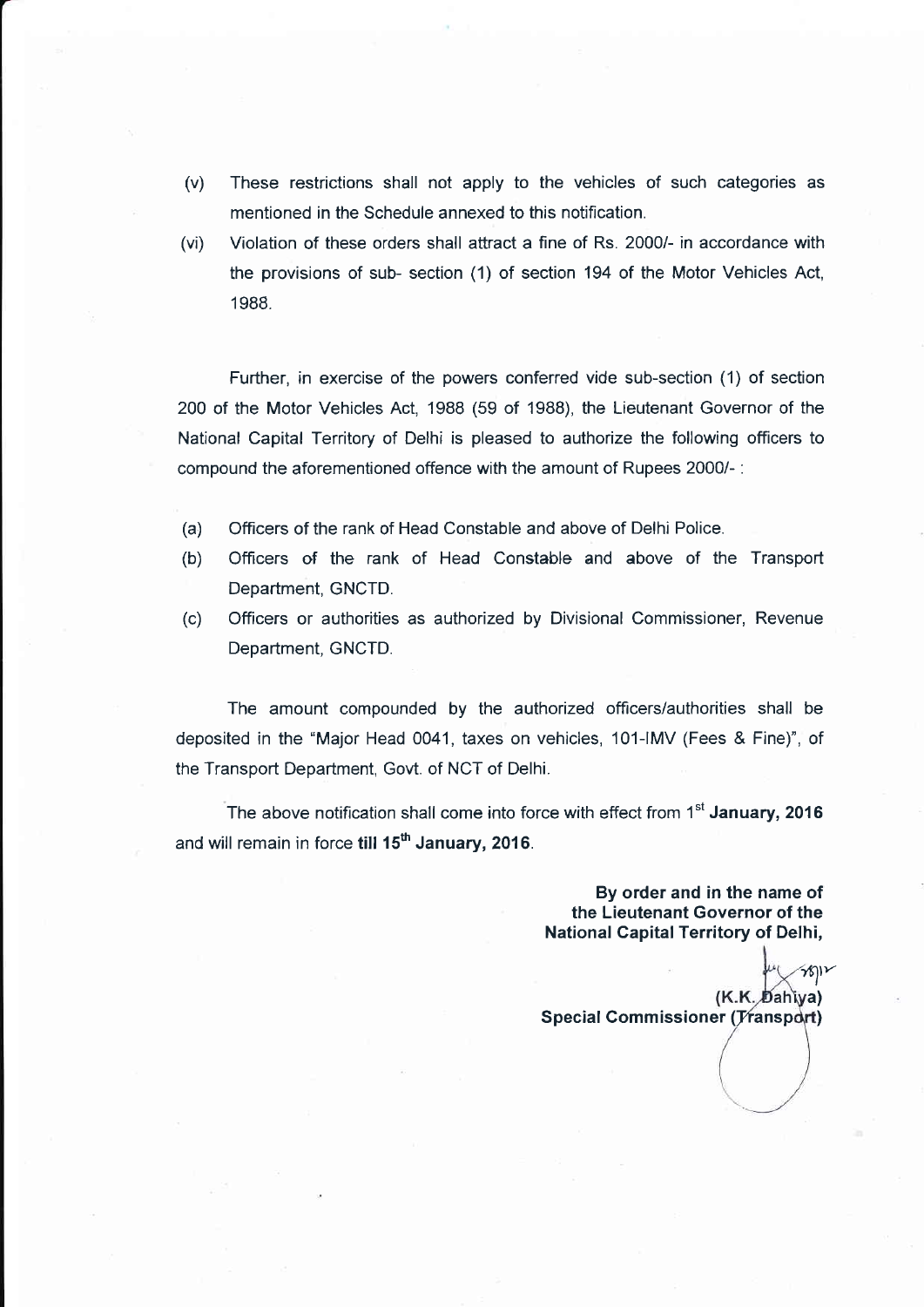(v) These restrictions shall not apply to the vehicles of such categories as mentioned in the Schedule annexed to this notification.

(vi) Violation of these orders shall attract a fine of Rs. 2000/- in accordance with the provisions of sub- section (1) of section 194 of the Motor Vehicles Act, 1988.

Further, in exercise of the powers conferred vide sub-section (1) of section 200 of the Motor Vehicles Act, 1988 (59 of 1988), the Lieutenant Governor of the National Capital Territory of Delhi is pleased to authorize the following officers to compound the aforementioned offence with the amount of Rupees 2000/- :

(a) Officers of the rank of Head Constable and above of Delhi Police.

(b) Officers of the rank of Head Constable and above of the Transport Department, GNCTD.

(c) Officers or authorities as authorized by Divisional Commissioner, Revenue Department, GNCTD.

The amount compounded by the authorized officers/authorities shall be deposited in the "Major Head 0041, taxes on vehicles, 101-IMV (Fees & Fine)", of the Transport Department, Govt. of NCT of Delhi.

The above notification shall come into force with effect from 1st **January, 2016** and will remain in force **till 15th January, 2016**.

**By order and in the name of**
**the Lieutenant Governor of the**
**National Capital Territory of Delhi,**

**(K.K. Dahiya)**
**Special Commissioner (Transport)**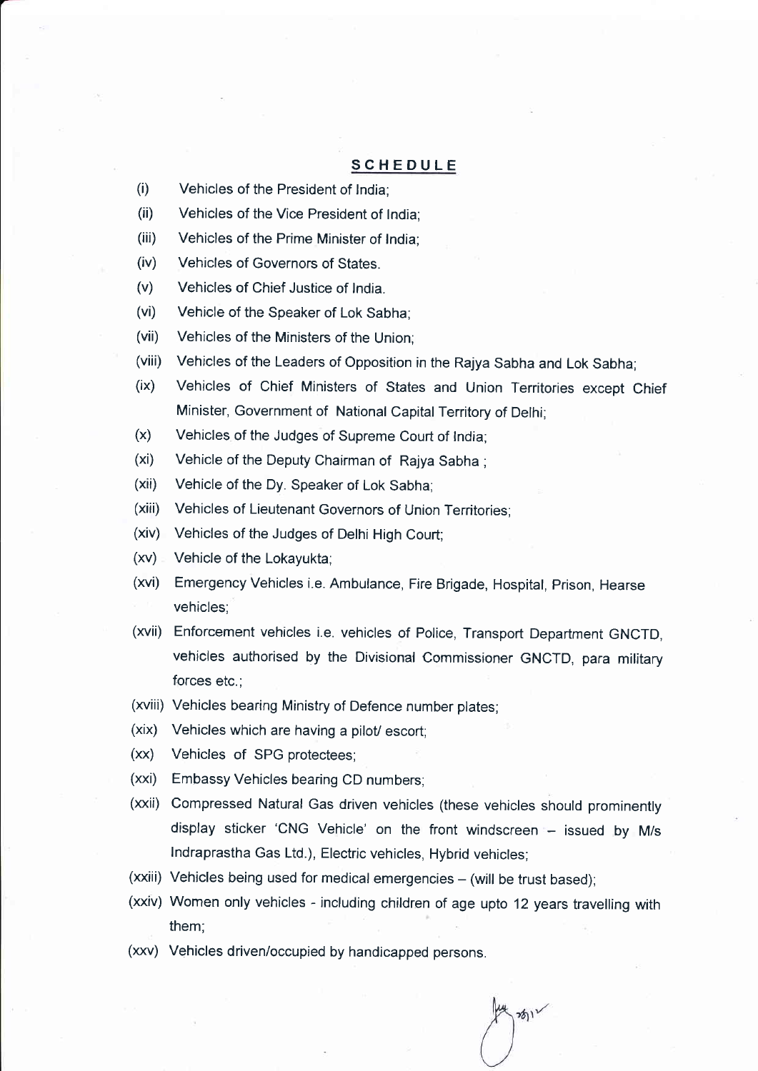## SCHEDULE

(i) Vehicles of the President of India;

(ii) Vehicles of the Vice President of India;

(iii) Vehicles of the Prime Minister of India;

(iv) Vehicles of Governors of States.

(v) Vehicles of Chief Justice of India.

(vi) Vehicle of the Speaker of Lok Sabha;

(vii) Vehicles of the Ministers of the Union;

(viii) Vehicles of the Leaders of Opposition in the Rajya Sabha and Lok Sabha;

(ix) Vehicles of Chief Ministers of States and Union Territories except Chief Minister, Government of National Capital Territory of Delhi;

(x) Vehicles of the Judges of Supreme Court of India;

(xi) Vehicle of the Deputy Chairman of Rajya Sabha ;

(xii) Vehicle of the Dy. Speaker of Lok Sabha;

(xiii) Vehicles of Lieutenant Governors of Union Territories;

(xiv) Vehicles of the Judges of Delhi High Court;

(xv) Vehicle of the Lokayukta;

(xvi) Emergency Vehicles i.e. Ambulance, Fire Brigade, Hospital, Prison, Hearse vehicles;

(xvii) Enforcement vehicles i.e. vehicles of Police, Transport Department GNCTD, vehicles authorised by the Divisional Commissioner GNCTD, para military forces etc.;

(xviii) Vehicles bearing Ministry of Defence number plates;

(xix) Vehicles which are having a pilot/ escort;

(xx) Vehicles of SPG protectees;

(xxi) Embassy Vehicles bearing CD numbers;

(xxii) Compressed Natural Gas driven vehicles (these vehicles should prominently display sticker 'CNG Vehicle' on the front windscreen – issued by M/s Indraprastha Gas Ltd.), Electric vehicles, Hybrid vehicles;

(xxiii) Vehicles being used for medical emergencies – (will be trust based);

(xxiv) Women only vehicles - including children of age upto 12 years travelling with them;

(xxv) Vehicles driven/occupied by handicapped persons.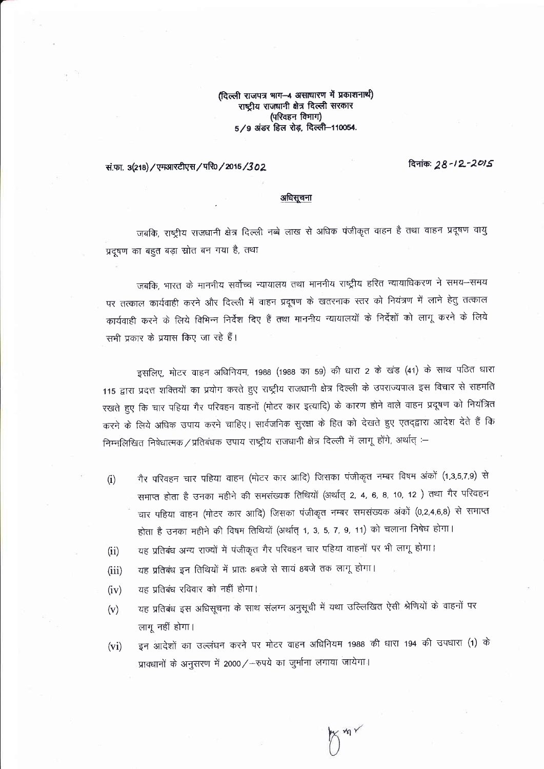(दिल्ली राजपत्र भाग–4 असाधारण में प्रकाशनार्थ)
राष्ट्रीय राजधानी क्षेत्र दिल्ली सरकार
(परिवहन विभाग)
5/9 अंडर हिल रोड़, दिल्ली–110054.

सं.फा. 3(218)/एमआरटीएस/परि0/2015/302

दिनांक: 28-12-2015

## अधिसूचना

जबकि, राष्ट्रीय राजधानी क्षेत्र दिल्ली नब्बे लाख से अधिक पंजीकृत वाहन है तथा वाहन प्रदूषण वायु प्रदूषण का बहुत बड़ा स्रोत बन गया है, तथा

जबकि, भारत के माननीय सर्वोच्च न्यायालय तथा माननीय राष्ट्रीय हरित न्यायाधिकरण ने समय–समय पर तत्काल कार्यवाही करने और दिल्ली में वाहन प्रदूषण के खतरनाक स्तर को नियंत्रण में लाने हेतु तत्काल कार्यवाही करने के लिये विभिन्न निर्देश दिए हैं तथा माननीय न्यायालयों के निर्देशों को लागू करने के लिये सभी प्रकार के प्रयास किए जा रहे हैं।

इसलिए, मोटर वाहन अधिनियम, 1988 (1988 का 59) की धारा 2 के खंड (41) के साथ पठित धारा 115 द्वारा प्रदत्त शक्तियों का प्रयोग करते हुए राष्ट्रीय राजधानी क्षेत्र दिल्ली के उपराज्यपाल इस विचार से सहमति रखते हुए कि चार पहिया गैर परिवहन वाहनों (मोटर कार इत्यादि) के कारण होने वाले वाहन प्रदूषण को नियंत्रित करने के लिये अधिक उपाय करने चाहिए। सार्वजनिक सुरक्षा के हित को देखते हुए एतद्द्वारा आदेश देते हैं कि निम्नलिखित निषेधात्मक/प्रतिबंधक उपाय राष्ट्रीय राजधानी क्षेत्र दिल्ली में लागू होंगे, अर्थात् :–

- (i) गैर परिवहन चार पहिया वाहन (मोटर कार आदि) जिसका पंजीकृत नम्बर विषम अंकों (1,3,5,7,9) से समाप्त होता है उनका महीने की समसंख्यक तिथियों (अर्थात् 2, 4, 6, 8, 10, 12 ) तथा गैर परिवहन चार पहिया वाहन (मोटर कार आदि) जिसका पंजीकृत नम्बर समसंख्यक अंकों (0,2,4,6,8) से समाप्त होता है उनका महीने की विषम तिथियों (अर्थात् 1, 3, 5, 7, 9, 11) को चलाना निषेध होगा।
- (ii) यह प्रतिबंध अन्य राज्यों में पंजीकृत गैर परिवहन चार पहिया वाहनों पर भी लागू होगा।
- (iii) यह प्रतिबंध इन तिथियों में प्रातः 8बजे से सायं 8बजे तक लागू होगा।
- (iv) यह प्रतिबंध रविवार को नहीं होगा।
- (v) यह प्रतिबंध इस अधिसूचना के साथ संलग्न अनुसूची में यथा उल्लिखित ऐसी श्रेणियों के वाहनों पर लागू नहीं होगा।
- (vi) इन आदेशों का उल्लंघन करने पर मोटर वाहन अधिनियम 1988 की धारा 194 की उपधारा (1) के प्रावधानों के अनुसरण में 2000/–रुपये का जुर्माना लगाया जायेगा।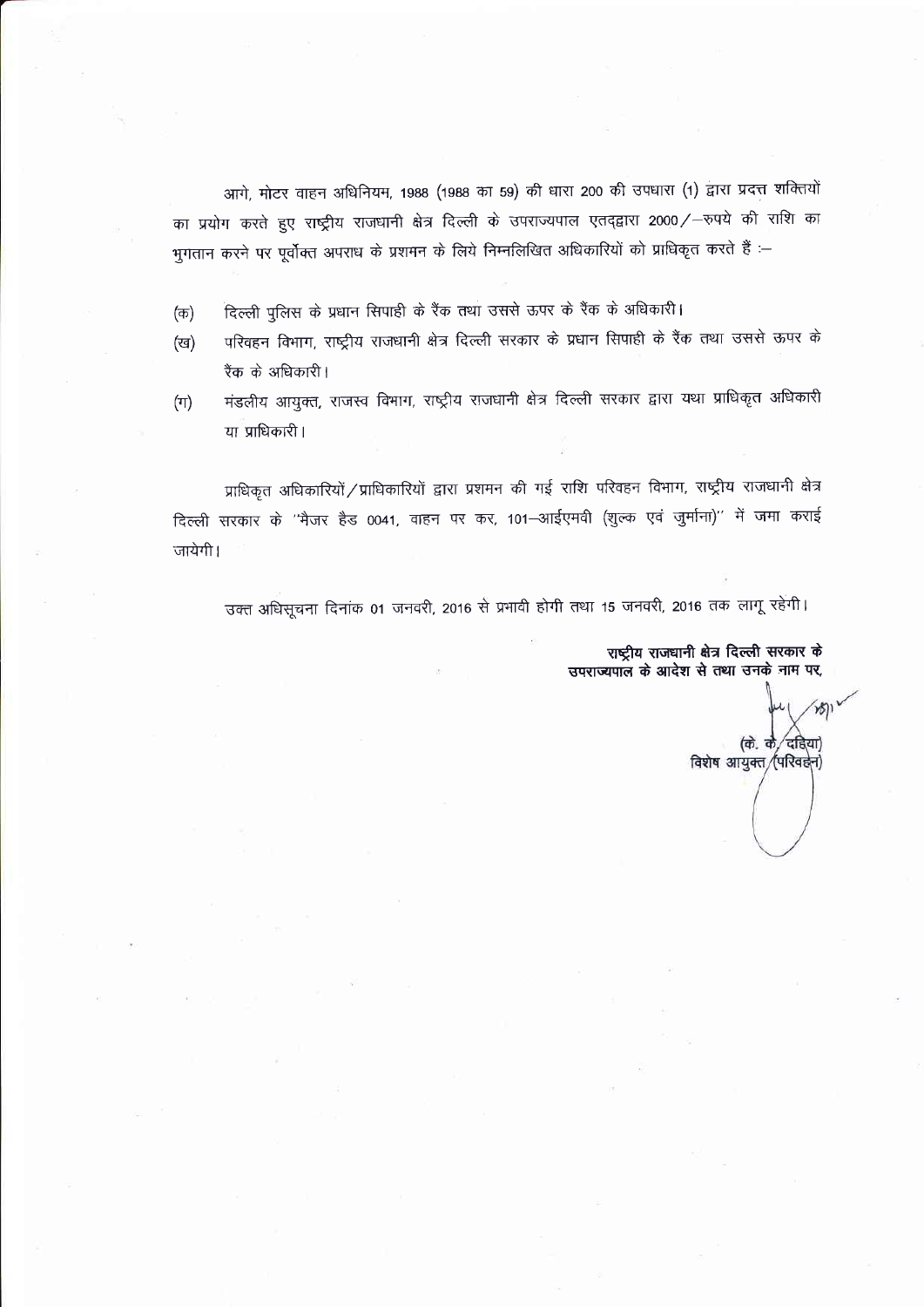आगे, मोटर वाहन अधिनियम, 1988 (1988 का 59) की धारा 200 की उपधारा (1) द्वारा प्रदत्त शक्तियों का प्रयोग करते हुए राष्ट्रीय राजधानी क्षेत्र दिल्ली के उपराज्यपाल एतद्द्वारा 2000/–रुपये की राशि का भुगतान करने पर पूर्वोक्त अपराध के प्रशमन के लिये निम्नलिखित अधिकारियों को प्राधिकृत करते हैं :–

(क) दिल्ली पुलिस के प्रधान सिपाही के रैंक तथा उससे ऊपर के रैंक के अधिकारी।

(ख) परिवहन विभाग, राष्ट्रीय राजधानी क्षेत्र दिल्ली सरकार के प्रधान सिपाही के रैंक तथा उससे ऊपर के रैंक के अधिकारी।

(ग) मंडलीय आयुक्त, राजस्व विभाग, राष्ट्रीय राजधानी क्षेत्र दिल्ली सरकार द्वारा यथा प्राधिकृत अधिकारी या प्राधिकारी।

प्राधिकृत अधिकारियों/प्राधिकारियों द्वारा प्रशमन की गई राशि परिवहन विभाग, राष्ट्रीय राजधानी क्षेत्र दिल्ली सरकार के "मैजर हैड 0041, वाहन पर कर, 101–आईएमवी (शुल्क एवं जुर्माना)" में जमा कराई जायेगी।

उक्त अधिसूचना दिनांक 01 जनवरी, 2016 से प्रभावी होगी तथा 15 जनवरी, 2016 तक लागू रहेगी।

**राष्ट्रीय राजधानी क्षेत्र दिल्ली सरकार के उपराज्यपाल के आदेश से तथा उनके नाम पर,**

(के. के. दहिया)
विशेष आयुक्त (परिवहन)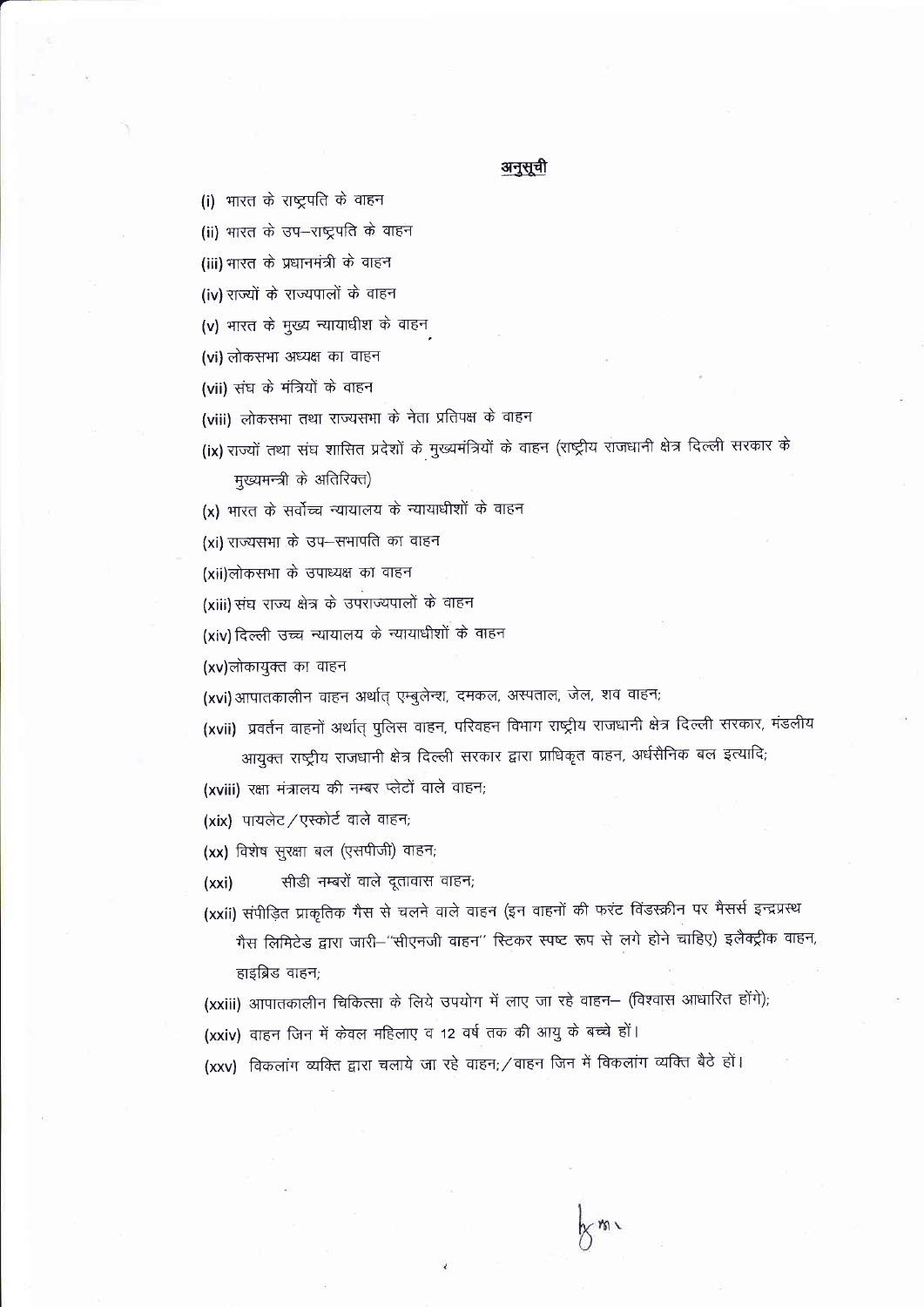## अनुसूची

(i) भारत के राष्ट्रपति के वाहन

(ii) भारत के उप–राष्ट्रपति के वाहन

(iii) भारत के प्रधानमंत्री के वाहन

(iv) राज्यों के राज्यपालों के वाहन

(v) भारत के मुख्य न्यायाधीश के वाहन

(vi) लोकसभा अध्यक्ष का वाहन

(vii) संघ के मंत्रियों के वाहन

(viii) लोकसभा तथा राज्यसभा के नेता प्रतिपक्ष के वाहन

(ix) राज्यों तथा संघ शासित प्रदेशों के मुख्यमंत्रियों के वाहन (राष्ट्रीय राजधानी क्षेत्र दिल्ली सरकार के मुख्यमन्त्री के अतिरिक्त)

(x) भारत के सर्वोच्च न्यायालय के न्यायाधीशों के वाहन

(xi) राज्यसभा के उप–सभापति का वाहन

(xii) लोकसभा के उपाध्यक्ष का वाहन

(xiii) संघ राज्य क्षेत्र के उपराज्यपालों के वाहन

(xiv) दिल्ली उच्च न्यायालय के न्यायाधीशों के वाहन

(xv) लोकायुक्त का वाहन

(xvi) आपातकालीन वाहन अर्थात् एम्बुलेन्श, दमकल, अस्पताल, जेल, शव वाहन;

(xvii) प्रवर्तन वाहनों अर्थात् पुलिस वाहन, परिवहन विभाग राष्ट्रीय राजधानी क्षेत्र दिल्ली सरकार, मंडलीय आयुक्त राष्ट्रीय राजधानी क्षेत्र दिल्ली सरकार द्वारा प्राधिकृत वाहन, अर्धसैनिक बल इत्यादि;

(xviii) रक्षा मंत्रालय की नम्बर प्लेटों वाले वाहन;

(xix) पायलेट/एस्कोर्ट वाले वाहन;

(xx) विशेष सुरक्षा बल (एसपीजी) वाहन;

(xxi) सीडी नम्बरों वाले दूतावास वाहन;

(xxii) संपीड़ित प्राकृतिक गैस से चलने वाले वाहन (इन वाहनों की फरंट विंडस्क्रीन पर मैसर्स इन्द्रप्रस्थ गैस लिमिटेड द्वारा जारी–"सीएनजी वाहन" स्टिकर स्पष्ट रूप से लगे होने चाहिए) इलैक्ट्रीक वाहन, हाइब्रिड वाहन;

(xxiii) आपातकालीन चिकित्सा के लिये उपयोग में लाए जा रहे वाहन– (विश्वास आधारित होंगे);

(xxiv) वाहन जिन में केवल महिलाए व 12 वर्ष तक की आयु के बच्चे हों।

(xxv) विकलांग व्यक्ति द्वारा चलाये जा रहे वाहन;/वाहन जिन में विकलांग व्यक्ति बैठे हों।